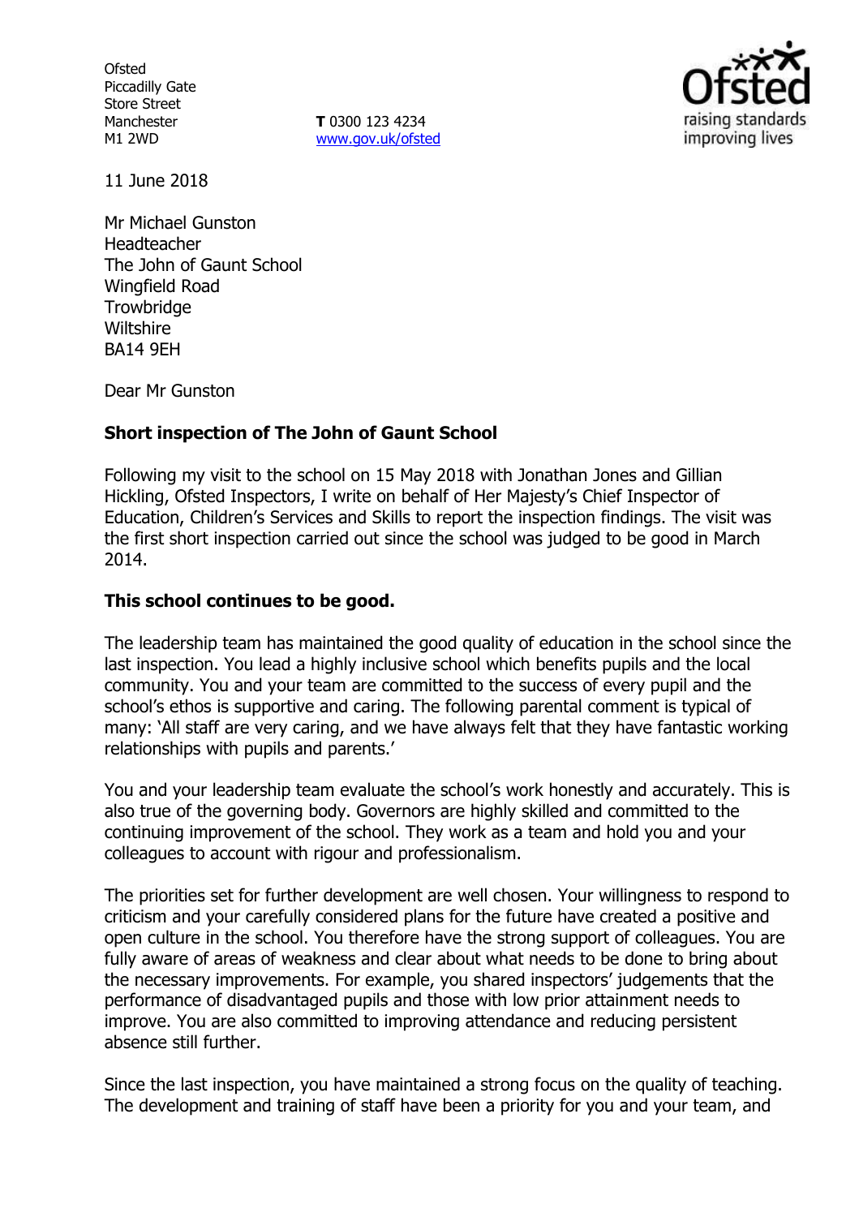Ofsted
Piccadilly Gate
Store Street
Manchester
M1 2WD

**T** 0300 123 4234
www.gov.uk/ofsted

11 June 2018

Mr Michael Gunston
Headteacher
The John of Gaunt School
Wingfield Road
Trowbridge
Wiltshire
BA14 9EH

Dear Mr Gunston

**Short inspection of The John of Gaunt School**

Following my visit to the school on 15 May 2018 with Jonathan Jones and Gillian Hickling, Ofsted Inspectors, I write on behalf of Her Majesty's Chief Inspector of Education, Children's Services and Skills to report the inspection findings. The visit was the first short inspection carried out since the school was judged to be good in March 2014.

**This school continues to be good.**

The leadership team has maintained the good quality of education in the school since the last inspection. You lead a highly inclusive school which benefits pupils and the local community. You and your team are committed to the success of every pupil and the school's ethos is supportive and caring. The following parental comment is typical of many: 'All staff are very caring, and we have always felt that they have fantastic working relationships with pupils and parents.'

You and your leadership team evaluate the school's work honestly and accurately. This is also true of the governing body. Governors are highly skilled and committed to the continuing improvement of the school. They work as a team and hold you and your colleagues to account with rigour and professionalism.

The priorities set for further development are well chosen. Your willingness to respond to criticism and your carefully considered plans for the future have created a positive and open culture in the school. You therefore have the strong support of colleagues. You are fully aware of areas of weakness and clear about what needs to be done to bring about the necessary improvements. For example, you shared inspectors' judgements that the performance of disadvantaged pupils and those with low prior attainment needs to improve. You are also committed to improving attendance and reducing persistent absence still further.

Since the last inspection, you have maintained a strong focus on the quality of teaching. The development and training of staff have been a priority for you and your team, and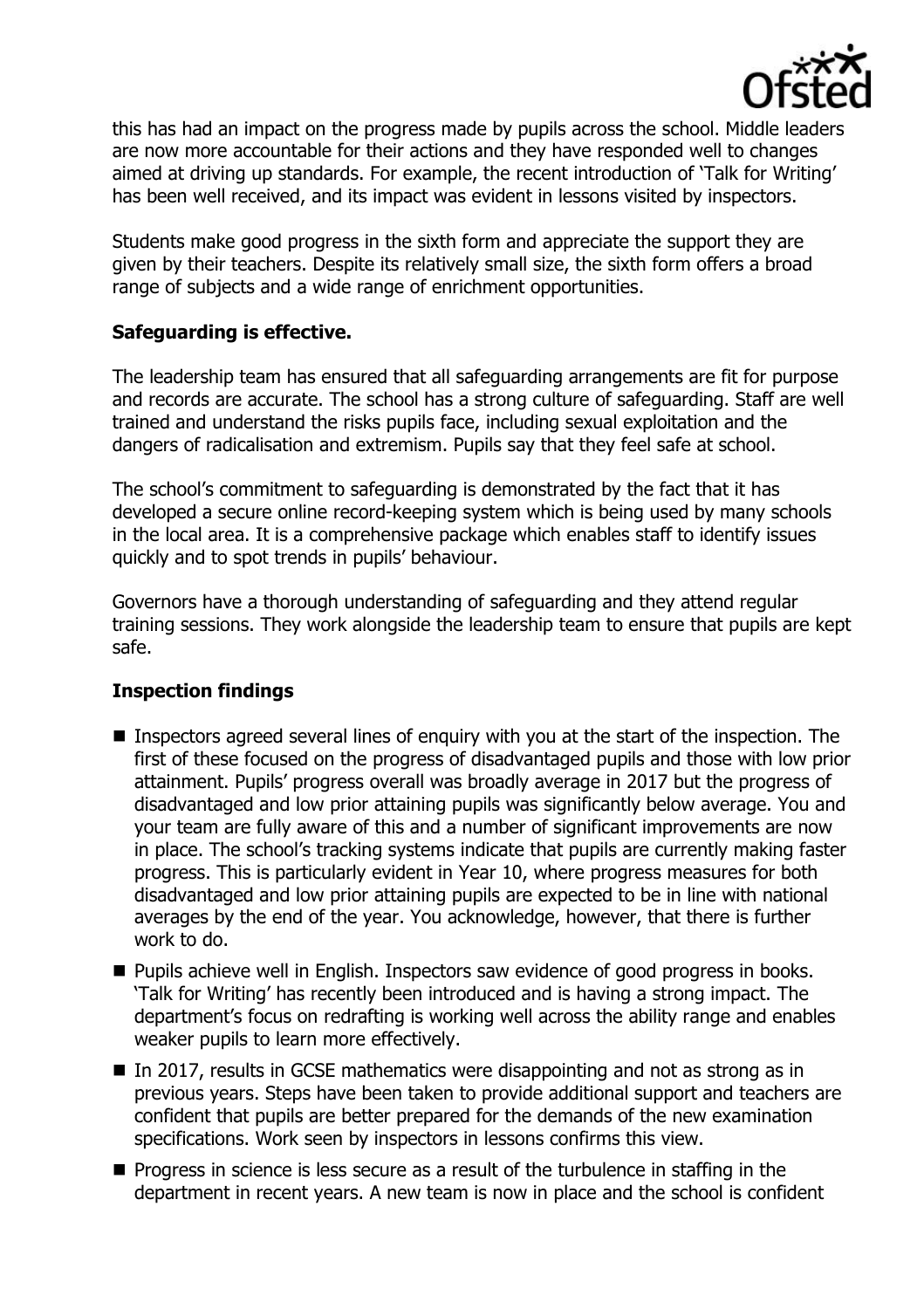this has had an impact on the progress made by pupils across the school. Middle leaders are now more accountable for their actions and they have responded well to changes aimed at driving up standards. For example, the recent introduction of 'Talk for Writing' has been well received, and its impact was evident in lessons visited by inspectors.

Students make good progress in the sixth form and appreciate the support they are given by their teachers. Despite its relatively small size, the sixth form offers a broad range of subjects and a wide range of enrichment opportunities.

**Safeguarding is effective.**

The leadership team has ensured that all safeguarding arrangements are fit for purpose and records are accurate. The school has a strong culture of safeguarding. Staff are well trained and understand the risks pupils face, including sexual exploitation and the dangers of radicalisation and extremism. Pupils say that they feel safe at school.

The school's commitment to safeguarding is demonstrated by the fact that it has developed a secure online record-keeping system which is being used by many schools in the local area. It is a comprehensive package which enables staff to identify issues quickly and to spot trends in pupils' behaviour.

Governors have a thorough understanding of safeguarding and they attend regular training sessions. They work alongside the leadership team to ensure that pupils are kept safe.

**Inspection findings**

- Inspectors agreed several lines of enquiry with you at the start of the inspection. The first of these focused on the progress of disadvantaged pupils and those with low prior attainment. Pupils' progress overall was broadly average in 2017 but the progress of disadvantaged and low prior attaining pupils was significantly below average. You and your team are fully aware of this and a number of significant improvements are now in place. The school's tracking systems indicate that pupils are currently making faster progress. This is particularly evident in Year 10, where progress measures for both disadvantaged and low prior attaining pupils are expected to be in line with national averages by the end of the year. You acknowledge, however, that there is further work to do.
- Pupils achieve well in English. Inspectors saw evidence of good progress in books. 'Talk for Writing' has recently been introduced and is having a strong impact. The department's focus on redrafting is working well across the ability range and enables weaker pupils to learn more effectively.
- In 2017, results in GCSE mathematics were disappointing and not as strong as in previous years. Steps have been taken to provide additional support and teachers are confident that pupils are better prepared for the demands of the new examination specifications. Work seen by inspectors in lessons confirms this view.
- Progress in science is less secure as a result of the turbulence in staffing in the department in recent years. A new team is now in place and the school is confident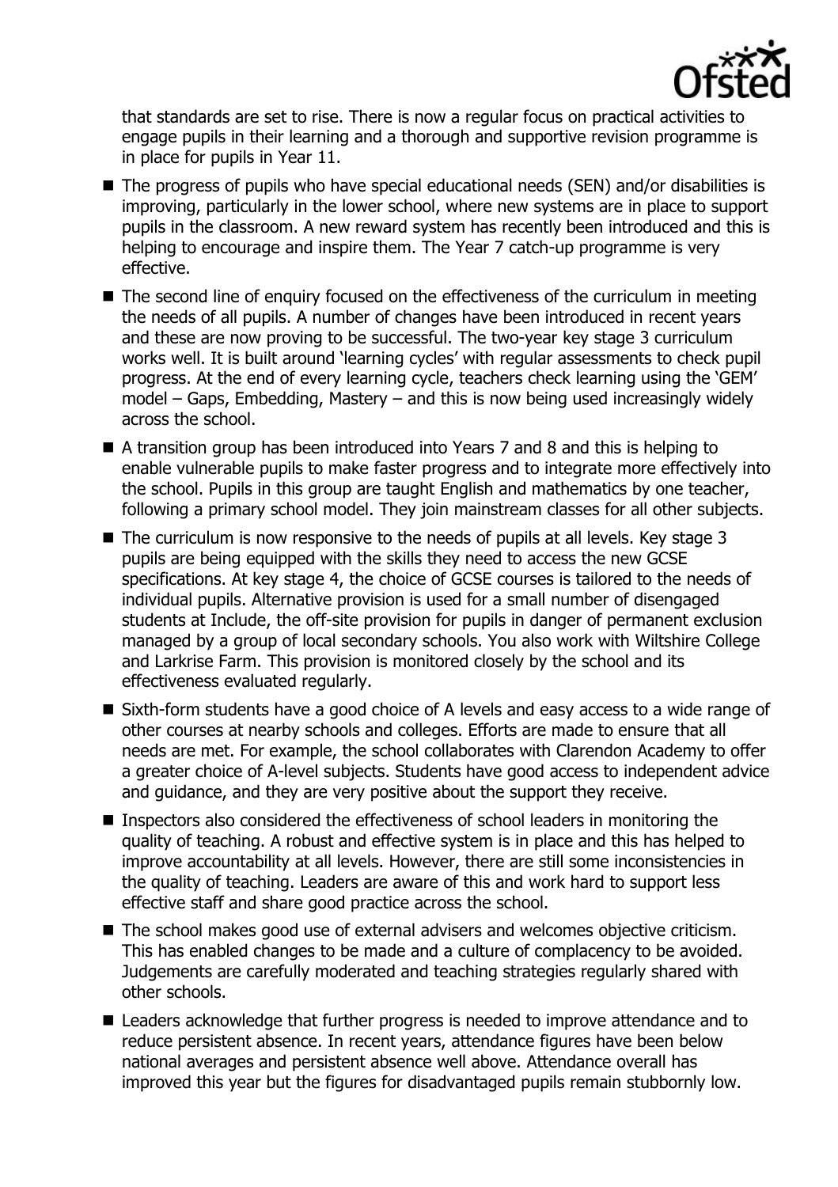that standards are set to rise. There is now a regular focus on practical activities to engage pupils in their learning and a thorough and supportive revision programme is in place for pupils in Year 11.

- The progress of pupils who have special educational needs (SEN) and/or disabilities is improving, particularly in the lower school, where new systems are in place to support pupils in the classroom. A new reward system has recently been introduced and this is helping to encourage and inspire them. The Year 7 catch-up programme is very effective.
- The second line of enquiry focused on the effectiveness of the curriculum in meeting the needs of all pupils. A number of changes have been introduced in recent years and these are now proving to be successful. The two-year key stage 3 curriculum works well. It is built around 'learning cycles' with regular assessments to check pupil progress. At the end of every learning cycle, teachers check learning using the 'GEM' model – Gaps, Embedding, Mastery – and this is now being used increasingly widely across the school.
- A transition group has been introduced into Years 7 and 8 and this is helping to enable vulnerable pupils to make faster progress and to integrate more effectively into the school. Pupils in this group are taught English and mathematics by one teacher, following a primary school model. They join mainstream classes for all other subjects.
- The curriculum is now responsive to the needs of pupils at all levels. Key stage 3 pupils are being equipped with the skills they need to access the new GCSE specifications. At key stage 4, the choice of GCSE courses is tailored to the needs of individual pupils. Alternative provision is used for a small number of disengaged students at Include, the off-site provision for pupils in danger of permanent exclusion managed by a group of local secondary schools. You also work with Wiltshire College and Larkrise Farm. This provision is monitored closely by the school and its effectiveness evaluated regularly.
- Sixth-form students have a good choice of A levels and easy access to a wide range of other courses at nearby schools and colleges. Efforts are made to ensure that all needs are met. For example, the school collaborates with Clarendon Academy to offer a greater choice of A-level subjects. Students have good access to independent advice and guidance, and they are very positive about the support they receive.
- Inspectors also considered the effectiveness of school leaders in monitoring the quality of teaching. A robust and effective system is in place and this has helped to improve accountability at all levels. However, there are still some inconsistencies in the quality of teaching. Leaders are aware of this and work hard to support less effective staff and share good practice across the school.
- The school makes good use of external advisers and welcomes objective criticism. This has enabled changes to be made and a culture of complacency to be avoided. Judgements are carefully moderated and teaching strategies regularly shared with other schools.
- Leaders acknowledge that further progress is needed to improve attendance and to reduce persistent absence. In recent years, attendance figures have been below national averages and persistent absence well above. Attendance overall has improved this year but the figures for disadvantaged pupils remain stubbornly low.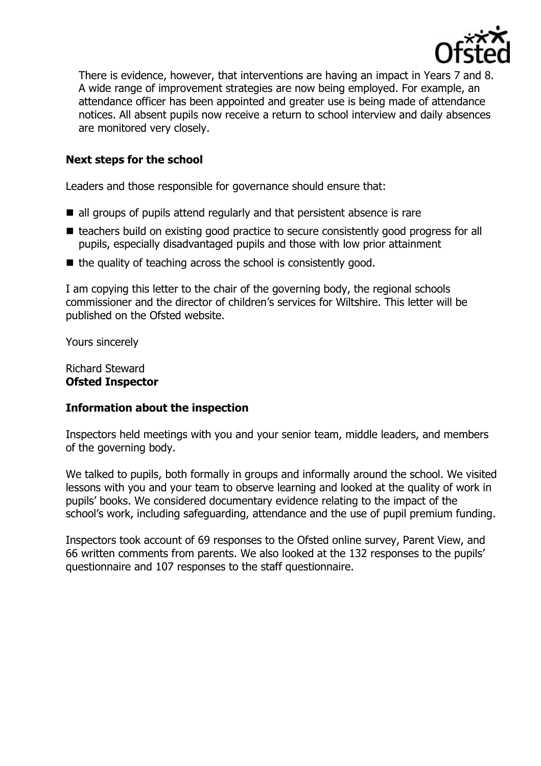There is evidence, however, that interventions are having an impact in Years 7 and 8. A wide range of improvement strategies are now being employed. For example, an attendance officer has been appointed and greater use is being made of attendance notices. All absent pupils now receive a return to school interview and daily absences are monitored very closely.

### Next steps for the school

Leaders and those responsible for governance should ensure that:

- all groups of pupils attend regularly and that persistent absence is rare
- teachers build on existing good practice to secure consistently good progress for all pupils, especially disadvantaged pupils and those with low prior attainment
- the quality of teaching across the school is consistently good.

I am copying this letter to the chair of the governing body, the regional schools commissioner and the director of children's services for Wiltshire. This letter will be published on the Ofsted website.

Yours sincerely

Richard Steward
**Ofsted Inspector**

### Information about the inspection

Inspectors held meetings with you and your senior team, middle leaders, and members of the governing body.

We talked to pupils, both formally in groups and informally around the school. We visited lessons with you and your team to observe learning and looked at the quality of work in pupils' books. We considered documentary evidence relating to the impact of the school's work, including safeguarding, attendance and the use of pupil premium funding.

Inspectors took account of 69 responses to the Ofsted online survey, Parent View, and 66 written comments from parents. We also looked at the 132 responses to the pupils' questionnaire and 107 responses to the staff questionnaire.